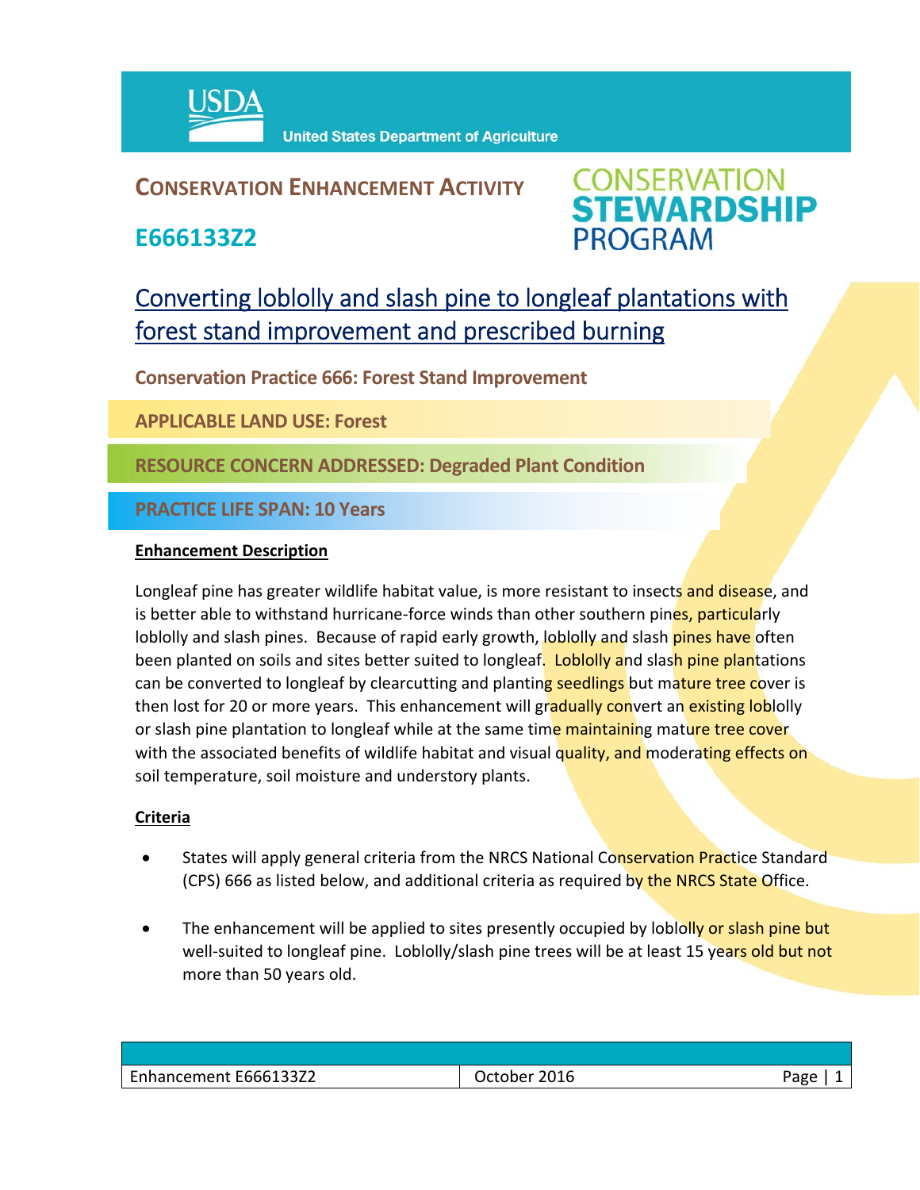USDA United States Department of Agriculture

## CONSERVATION ENHANCEMENT ACTIVITY

## E666133Z2

CONSERVATION STEWARDSHIP PROGRAM

# Converting loblolly and slash pine to longleaf plantations with forest stand improvement and prescribed burning

**Conservation Practice 666: Forest Stand Improvement**

**APPLICABLE LAND USE: Forest**

**RESOURCE CONCERN ADDRESSED: Degraded Plant Condition**

**PRACTICE LIFE SPAN: 10 Years**

**Enhancement Description**

Longleaf pine has greater wildlife habitat value, is more resistant to insects and disease, and is better able to withstand hurricane-force winds than other southern pines, particularly loblolly and slash pines. Because of rapid early growth, loblolly and slash pines have often been planted on soils and sites better suited to longleaf. Loblolly and slash pine plantations can be converted to longleaf by clearcutting and planting seedlings but mature tree cover is then lost for 20 or more years. This enhancement will gradually convert an existing loblolly or slash pine plantation to longleaf while at the same time maintaining mature tree cover with the associated benefits of wildlife habitat and visual quality, and moderating effects on soil temperature, soil moisture and understory plants.

**Criteria**

- States will apply general criteria from the NRCS National Conservation Practice Standard (CPS) 666 as listed below, and additional criteria as required by the NRCS State Office.
- The enhancement will be applied to sites presently occupied by loblolly or slash pine but well-suited to longleaf pine. Loblolly/slash pine trees will be at least 15 years old but not more than 50 years old.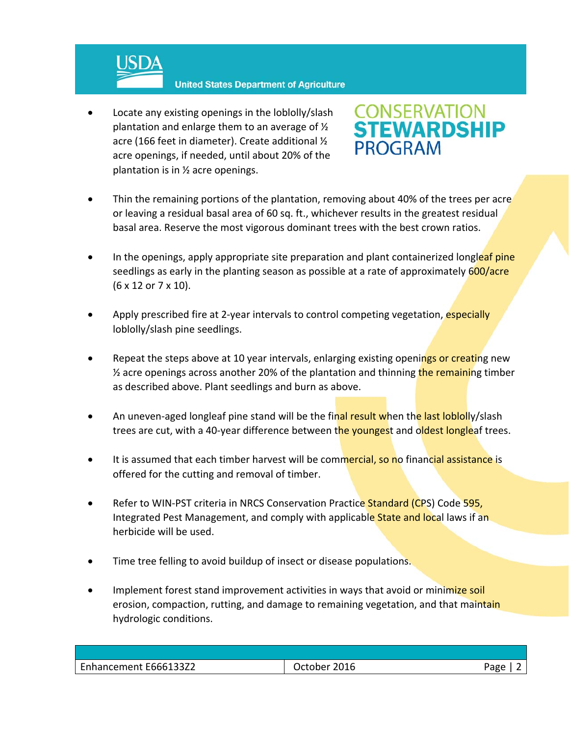- Locate any existing openings in the loblolly/slash plantation and enlarge them to an average of ½ acre (166 feet in diameter). Create additional ½ acre openings, if needed, until about 20% of the plantation is in ½ acre openings.

- Thin the remaining portions of the plantation, removing about 40% of the trees per acre or leaving a residual basal area of 60 sq. ft., whichever results in the greatest residual basal area. Reserve the most vigorous dominant trees with the best crown ratios.

- In the openings, apply appropriate site preparation and plant containerized longleaf pine seedlings as early in the planting season as possible at a rate of approximately 600/acre (6 x 12 or 7 x 10).

- Apply prescribed fire at 2-year intervals to control competing vegetation, especially loblolly/slash pine seedlings.

- Repeat the steps above at 10 year intervals, enlarging existing openings or creating new ½ acre openings across another 20% of the plantation and thinning the remaining timber as described above. Plant seedlings and burn as above.

- An uneven-aged longleaf pine stand will be the final result when the last loblolly/slash trees are cut, with a 40-year difference between the youngest and oldest longleaf trees.

- It is assumed that each timber harvest will be commercial, so no financial assistance is offered for the cutting and removal of timber.

- Refer to WIN-PST criteria in NRCS Conservation Practice Standard (CPS) Code 595, Integrated Pest Management, and comply with applicable State and local laws if an herbicide will be used.

- Time tree felling to avoid buildup of insect or disease populations.

- Implement forest stand improvement activities in ways that avoid or minimize soil erosion, compaction, rutting, and damage to remaining vegetation, and that maintain hydrologic conditions.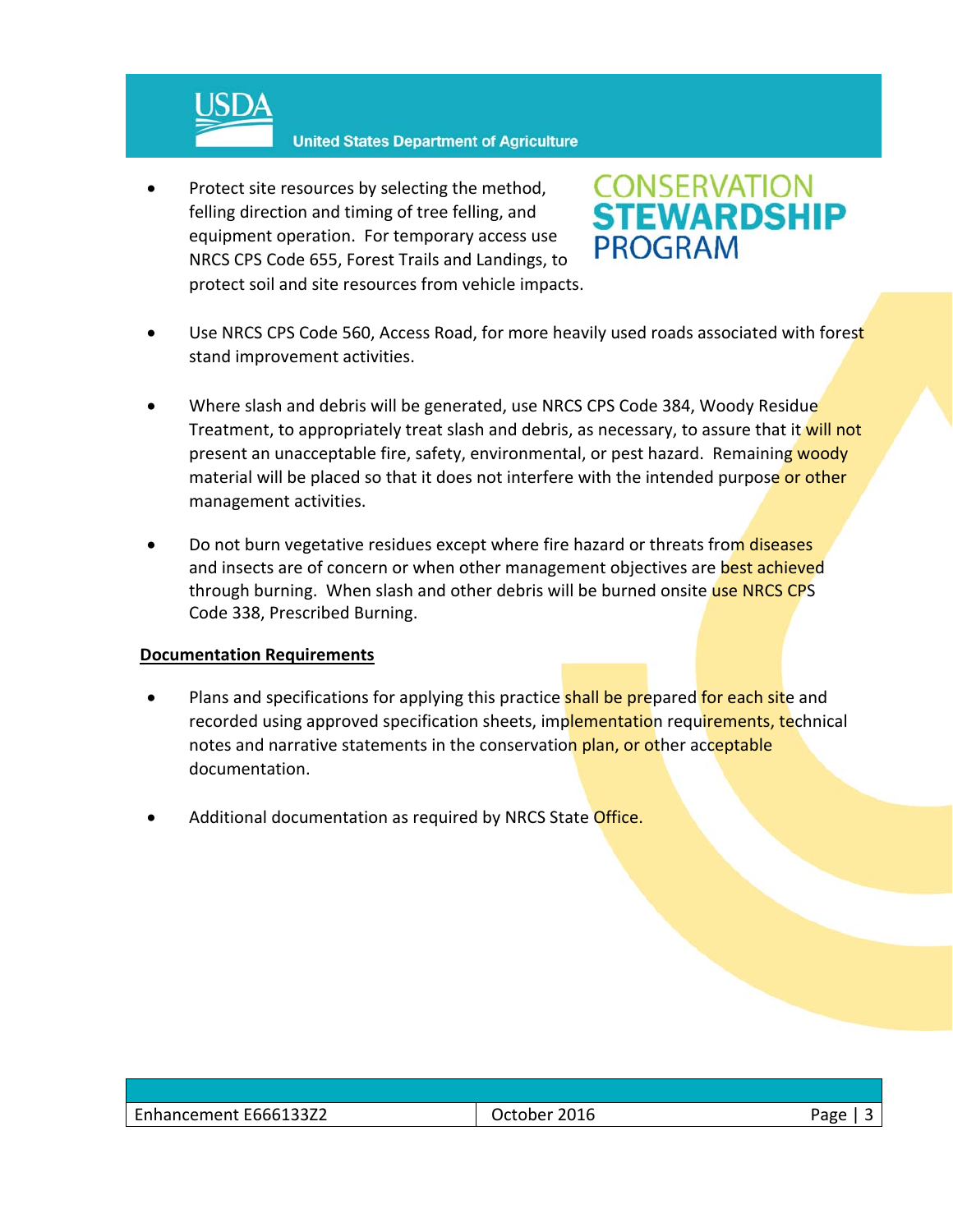- Protect site resources by selecting the method, felling direction and timing of tree felling, and equipment operation. For temporary access use NRCS CPS Code 655, Forest Trails and Landings, to protect soil and site resources from vehicle impacts.

- Use NRCS CPS Code 560, Access Road, for more heavily used roads associated with forest stand improvement activities.

- Where slash and debris will be generated, use NRCS CPS Code 384, Woody Residue Treatment, to appropriately treat slash and debris, as necessary, to assure that it will not present an unacceptable fire, safety, environmental, or pest hazard. Remaining woody material will be placed so that it does not interfere with the intended purpose or other management activities.

- Do not burn vegetative residues except where fire hazard or threats from diseases and insects are of concern or when other management objectives are best achieved through burning. When slash and other debris will be burned onsite use NRCS CPS Code 338, Prescribed Burning.

**Documentation Requirements**

- Plans and specifications for applying this practice shall be prepared for each site and recorded using approved specification sheets, implementation requirements, technical notes and narrative statements in the conservation plan, or other acceptable documentation.

- Additional documentation as required by NRCS State Office.